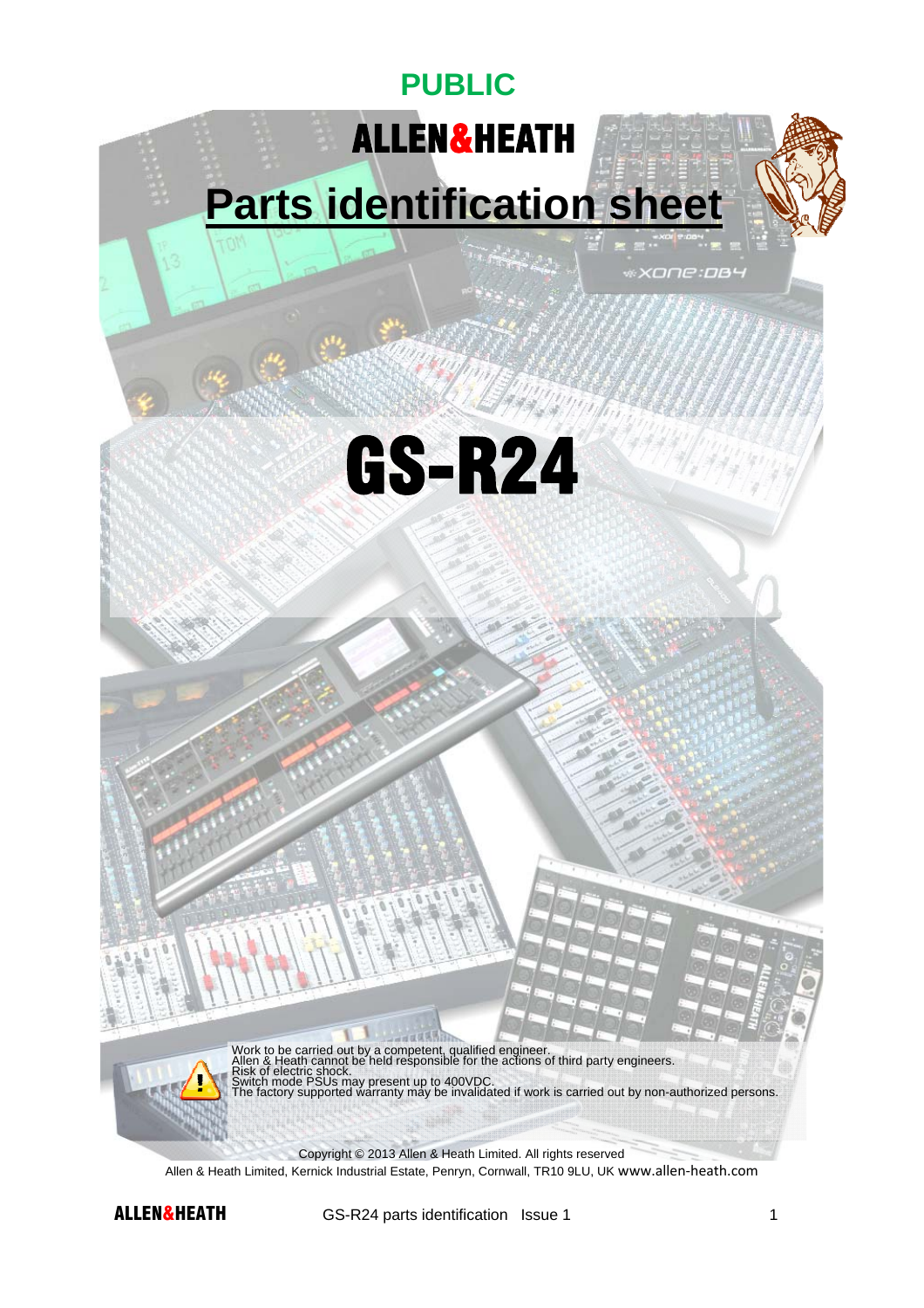**PUBLIC**

ALLEN&HEATH

# Parts identification sheet

# GS-R24

Work to be carried out by a competent, qualified engineer.
Allen & Heath cannot be held responsible for the actions of third party engineers.
Risk of electric shock.
Switch mode PSUs may present up to 400VDC.
The factory supported warranty may be invalidated if work is carried out by non-authorized persons.

Copyright © 2013 Allen & Heath Limited. All rights reserved
Allen & Heath Limited, Kernick Industrial Estate, Penryn, Cornwall, TR10 9LU, UK www.allen-heath.com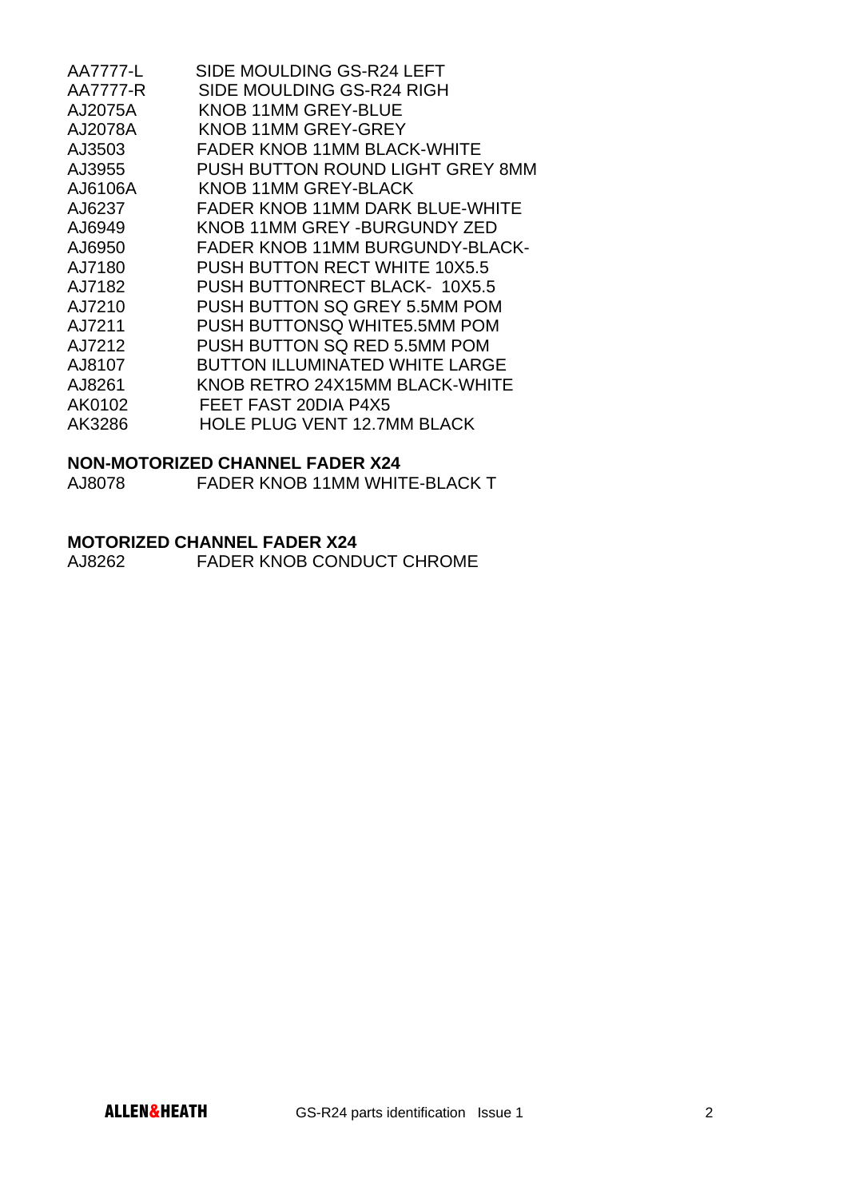| | |
|---|---|
| AA7777-L | SIDE MOULDING GS-R24 LEFT |
| AA7777-R | SIDE MOULDING GS-R24 RIGH |
| AJ2075A | KNOB 11MM GREY-BLUE |
| AJ2078A | KNOB 11MM GREY-GREY |
| AJ3503 | FADER KNOB 11MM BLACK-WHITE |
| AJ3955 | PUSH BUTTON ROUND LIGHT GREY 8MM |
| AJ6106A | KNOB 11MM GREY-BLACK |
| AJ6237 | FADER KNOB 11MM DARK BLUE-WHITE |
| AJ6949 | KNOB 11MM GREY -BURGUNDY ZED |
| AJ6950 | FADER KNOB 11MM BURGUNDY-BLACK- |
| AJ7180 | PUSH BUTTON RECT WHITE 10X5.5 |
| AJ7182 | PUSH BUTTONRECT BLACK- 10X5.5 |
| AJ7210 | PUSH BUTTON SQ GREY 5.5MM POM |
| AJ7211 | PUSH BUTTONSQ WHITE5.5MM POM |
| AJ7212 | PUSH BUTTON SQ RED 5.5MM POM |
| AJ8107 | BUTTON ILLUMINATED WHITE LARGE |
| AJ8261 | KNOB RETRO 24X15MM BLACK-WHITE |
| AK0102 | FEET FAST 20DIA P4X5 |
| AK3286 | HOLE PLUG VENT 12.7MM BLACK |

**NON-MOTORIZED CHANNEL FADER X24**

| | |
|---|---|
| AJ8078 | FADER KNOB 11MM WHITE-BLACK T |

**MOTORIZED CHANNEL FADER X24**

| | |
|---|---|
| AJ8262 | FADER KNOB CONDUCT CHROME |